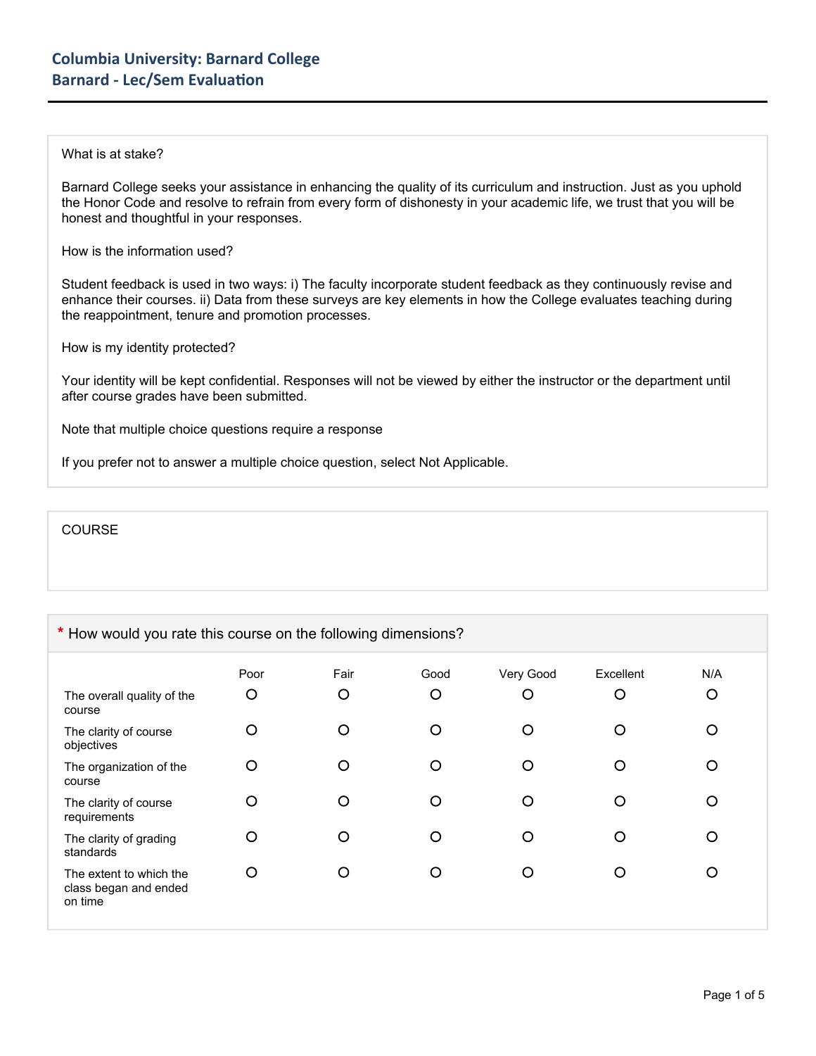# Columbia University: Barnard College
## Barnard - Lec/Sem Evaluation

What is at stake?

Barnard College seeks your assistance in enhancing the quality of its curriculum and instruction. Just as you uphold the Honor Code and resolve to refrain from every form of dishonesty in your academic life, we trust that you will be honest and thoughtful in your responses.

How is the information used?

Student feedback is used in two ways: i) The faculty incorporate student feedback as they continuously revise and enhance their courses. ii) Data from these surveys are key elements in how the College evaluates teaching during the reappointment, tenure and promotion processes.

How is my identity protected?

Your identity will be kept confidential. Responses will not be viewed by either the instructor or the department until after course grades have been submitted.

Note that multiple choice questions require a response

If you prefer not to answer a multiple choice question, select Not Applicable.

COURSE

**\* How would you rate this course on the following dimensions?**

| | Poor | Fair | Good | Very Good | Excellent | N/A |
|---|---|---|---|---|---|---|
| The overall quality of the course | O | O | O | O | O | O |
| The clarity of course objectives | O | O | O | O | O | O |
| The organization of the course | O | O | O | O | O | O |
| The clarity of course requirements | O | O | O | O | O | O |
| The clarity of grading standards | O | O | O | O | O | O |
| The extent to which the class began and ended on time | O | O | O | O | O | O |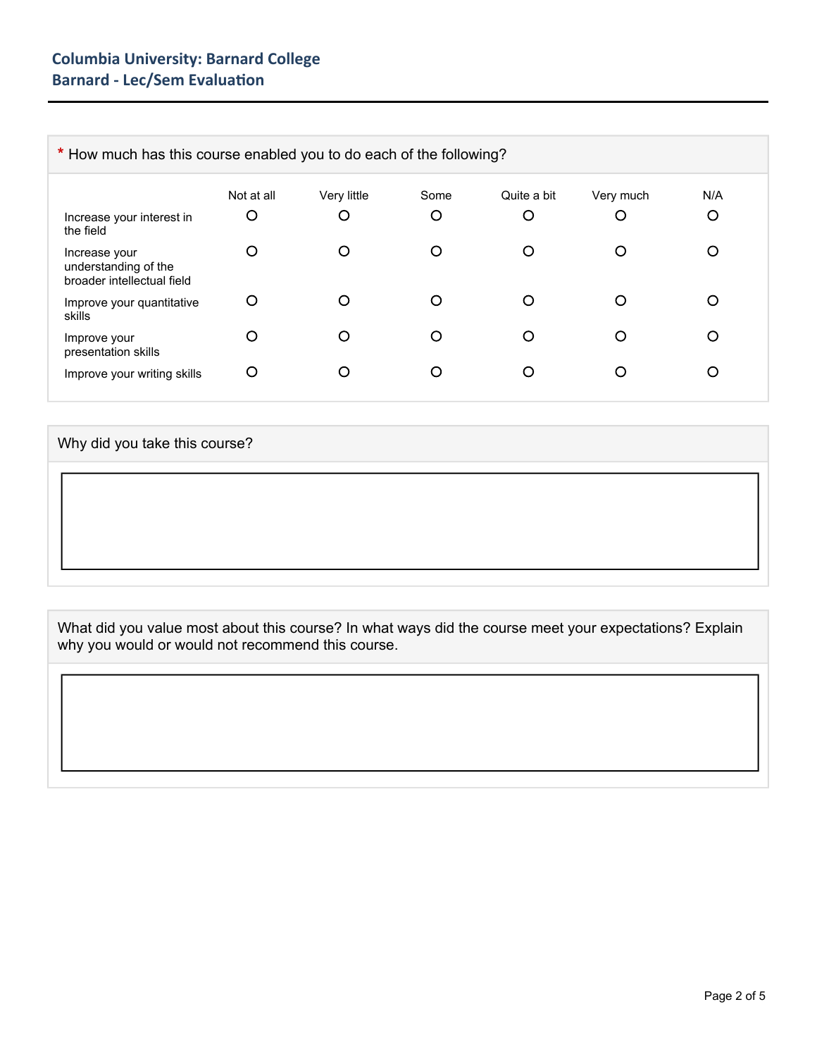**Columbia University: Barnard College**
**Barnard - Lec/Sem Evaluation**

\* How much has this course enabled you to do each of the following?

| | Not at all | Very little | Some | Quite a bit | Very much | N/A |
|---|---|---|---|---|---|---|
| Increase your interest in the field | O | O | O | O | O | O |
| Increase your understanding of the broader intellectual field | O | O | O | O | O | O |
| Improve your quantitative skills | O | O | O | O | O | O |
| Improve your presentation skills | O | O | O | O | O | O |
| Improve your writing skills | O | O | O | O | O | O |

Why did you take this course?

What did you value most about this course? In what ways did the course meet your expectations? Explain why you would or would not recommend this course.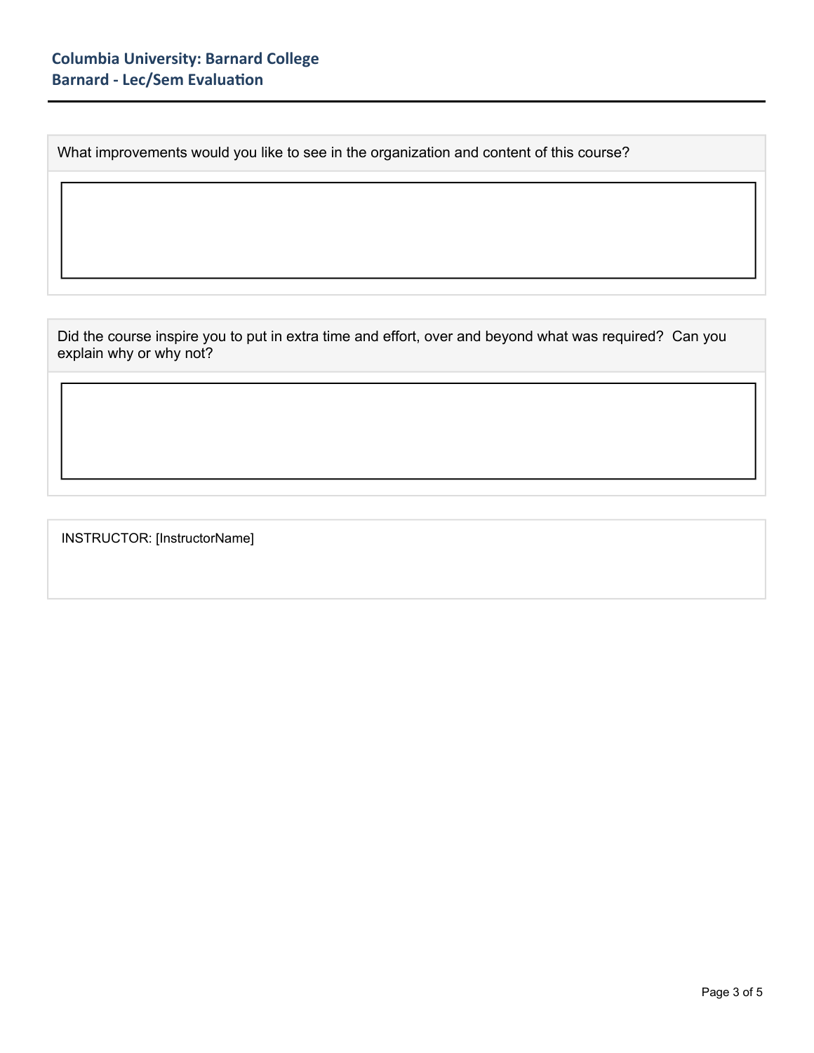What improvements would you like to see in the organization and content of this course?

Did the course inspire you to put in extra time and effort, over and beyond what was required? Can you explain why or why not?

INSTRUCTOR: [InstructorName]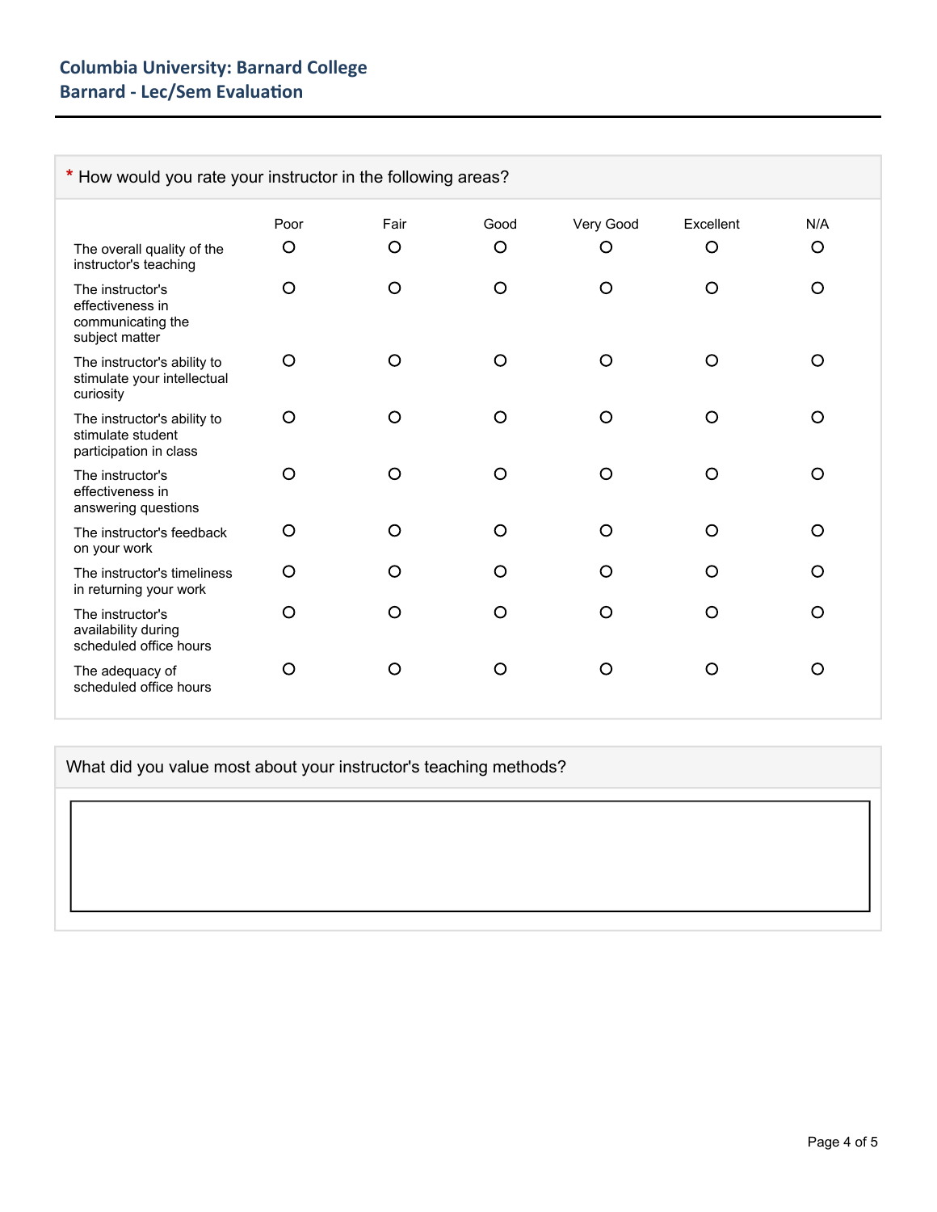**Columbia University: Barnard College**
**Barnard - Lec/Sem Evaluation**

\* How would you rate your instructor in the following areas?

| | Poor | Fair | Good | Very Good | Excellent | N/A |
|---|---|---|---|---|---|---|
| The overall quality of the instructor's teaching | ○ | ○ | ○ | ○ | ○ | ○ |
| The instructor's effectiveness in communicating the subject matter | ○ | ○ | ○ | ○ | ○ | ○ |
| The instructor's ability to stimulate your intellectual curiosity | ○ | ○ | ○ | ○ | ○ | ○ |
| The instructor's ability to stimulate student participation in class | ○ | ○ | ○ | ○ | ○ | ○ |
| The instructor's effectiveness in answering questions | ○ | ○ | ○ | ○ | ○ | ○ |
| The instructor's feedback on your work | ○ | ○ | ○ | ○ | ○ | ○ |
| The instructor's timeliness in returning your work | ○ | ○ | ○ | ○ | ○ | ○ |
| The instructor's availability during scheduled office hours | ○ | ○ | ○ | ○ | ○ | ○ |
| The adequacy of scheduled office hours | ○ | ○ | ○ | ○ | ○ | ○ |

What did you value most about your instructor's teaching methods?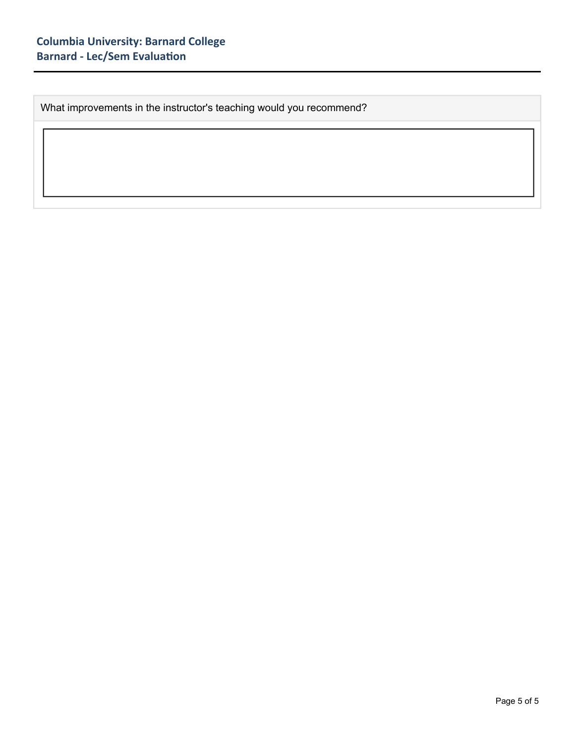**Columbia University: Barnard College**
**Barnard - Lec/Sem Evaluation**

What improvements in the instructor's teaching would you recommend?